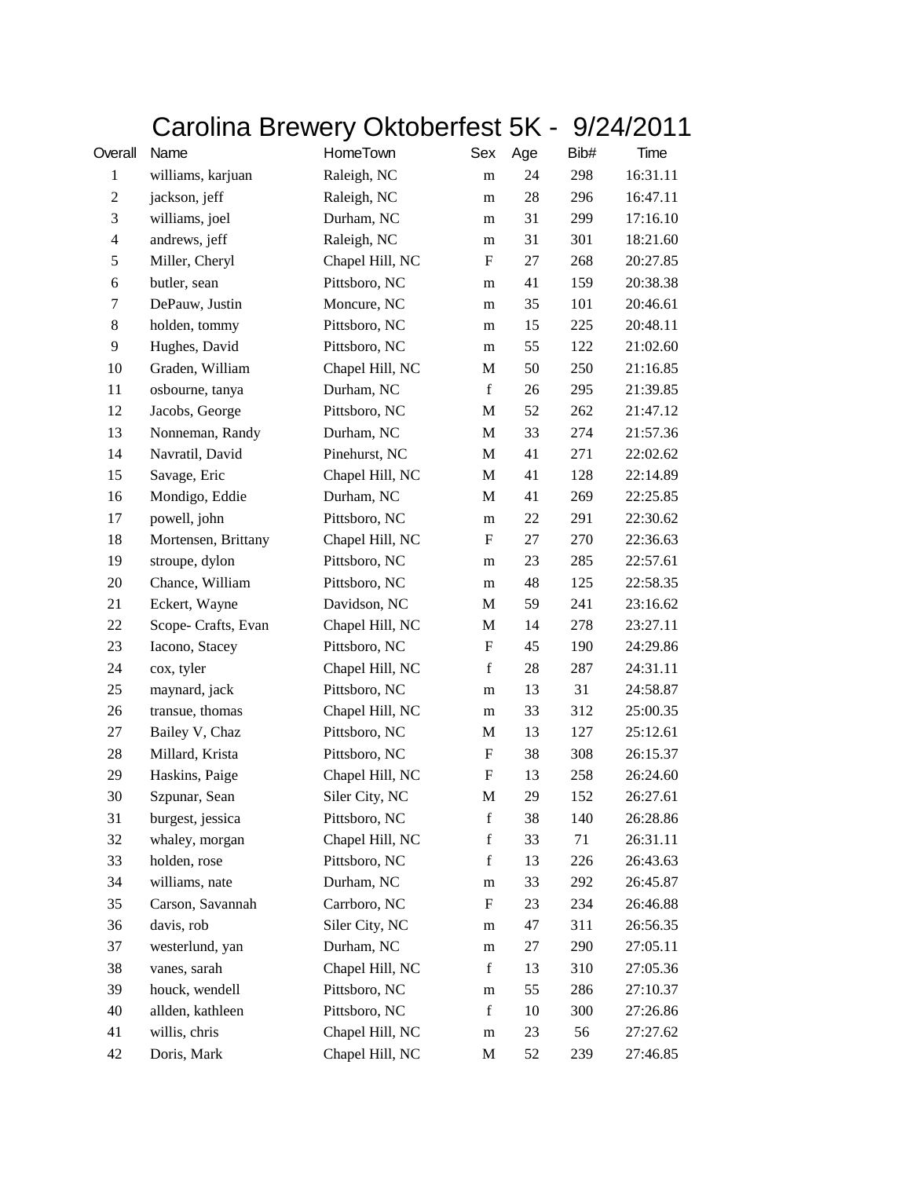# Carolina Brewery Oktoberfest 5K - 9/24/2011

| Overall | Name | HomeTown | Sex | Age | Bib# | Time |
|---|---|---|---|---|---|---|
| 1 | williams, karjuan | Raleigh, NC | m | 24 | 298 | 16:31.11 |
| 2 | jackson, jeff | Raleigh, NC | m | 28 | 296 | 16:47.11 |
| 3 | williams, joel | Durham, NC | m | 31 | 299 | 17:16.10 |
| 4 | andrews, jeff | Raleigh, NC | m | 31 | 301 | 18:21.60 |
| 5 | Miller, Cheryl | Chapel Hill, NC | F | 27 | 268 | 20:27.85 |
| 6 | butler, sean | Pittsboro, NC | m | 41 | 159 | 20:38.38 |
| 7 | DePauw, Justin | Moncure, NC | m | 35 | 101 | 20:46.61 |
| 8 | holden, tommy | Pittsboro, NC | m | 15 | 225 | 20:48.11 |
| 9 | Hughes, David | Pittsboro, NC | m | 55 | 122 | 21:02.60 |
| 10 | Graden, William | Chapel Hill, NC | M | 50 | 250 | 21:16.85 |
| 11 | osbourne, tanya | Durham, NC | f | 26 | 295 | 21:39.85 |
| 12 | Jacobs, George | Pittsboro, NC | M | 52 | 262 | 21:47.12 |
| 13 | Nonneman, Randy | Durham, NC | M | 33 | 274 | 21:57.36 |
| 14 | Navratil, David | Pinehurst, NC | M | 41 | 271 | 22:02.62 |
| 15 | Savage, Eric | Chapel Hill, NC | M | 41 | 128 | 22:14.89 |
| 16 | Mondigo, Eddie | Durham, NC | M | 41 | 269 | 22:25.85 |
| 17 | powell, john | Pittsboro, NC | m | 22 | 291 | 22:30.62 |
| 18 | Mortensen, Brittany | Chapel Hill, NC | F | 27 | 270 | 22:36.63 |
| 19 | stroupe, dylon | Pittsboro, NC | m | 23 | 285 | 22:57.61 |
| 20 | Chance, William | Pittsboro, NC | m | 48 | 125 | 22:58.35 |
| 21 | Eckert, Wayne | Davidson, NC | M | 59 | 241 | 23:16.62 |
| 22 | Scope- Crafts, Evan | Chapel Hill, NC | M | 14 | 278 | 23:27.11 |
| 23 | Iacono, Stacey | Pittsboro, NC | F | 45 | 190 | 24:29.86 |
| 24 | cox, tyler | Chapel Hill, NC | f | 28 | 287 | 24:31.11 |
| 25 | maynard, jack | Pittsboro, NC | m | 13 | 31 | 24:58.87 |
| 26 | transue, thomas | Chapel Hill, NC | m | 33 | 312 | 25:00.35 |
| 27 | Bailey V, Chaz | Pittsboro, NC | M | 13 | 127 | 25:12.61 |
| 28 | Millard, Krista | Pittsboro, NC | F | 38 | 308 | 26:15.37 |
| 29 | Haskins, Paige | Chapel Hill, NC | F | 13 | 258 | 26:24.60 |
| 30 | Szpunar, Sean | Siler City, NC | M | 29 | 152 | 26:27.61 |
| 31 | burgest, jessica | Pittsboro, NC | f | 38 | 140 | 26:28.86 |
| 32 | whaley, morgan | Chapel Hill, NC | f | 33 | 71 | 26:31.11 |
| 33 | holden, rose | Pittsboro, NC | f | 13 | 226 | 26:43.63 |
| 34 | williams, nate | Durham, NC | m | 33 | 292 | 26:45.87 |
| 35 | Carson, Savannah | Carrboro, NC | F | 23 | 234 | 26:46.88 |
| 36 | davis, rob | Siler City, NC | m | 47 | 311 | 26:56.35 |
| 37 | westerlund, yan | Durham, NC | m | 27 | 290 | 27:05.11 |
| 38 | vanes, sarah | Chapel Hill, NC | f | 13 | 310 | 27:05.36 |
| 39 | houck, wendell | Pittsboro, NC | m | 55 | 286 | 27:10.37 |
| 40 | allden, kathleen | Pittsboro, NC | f | 10 | 300 | 27:26.86 |
| 41 | willis, chris | Chapel Hill, NC | m | 23 | 56 | 27:27.62 |
| 42 | Doris, Mark | Chapel Hill, NC | M | 52 | 239 | 27:46.85 |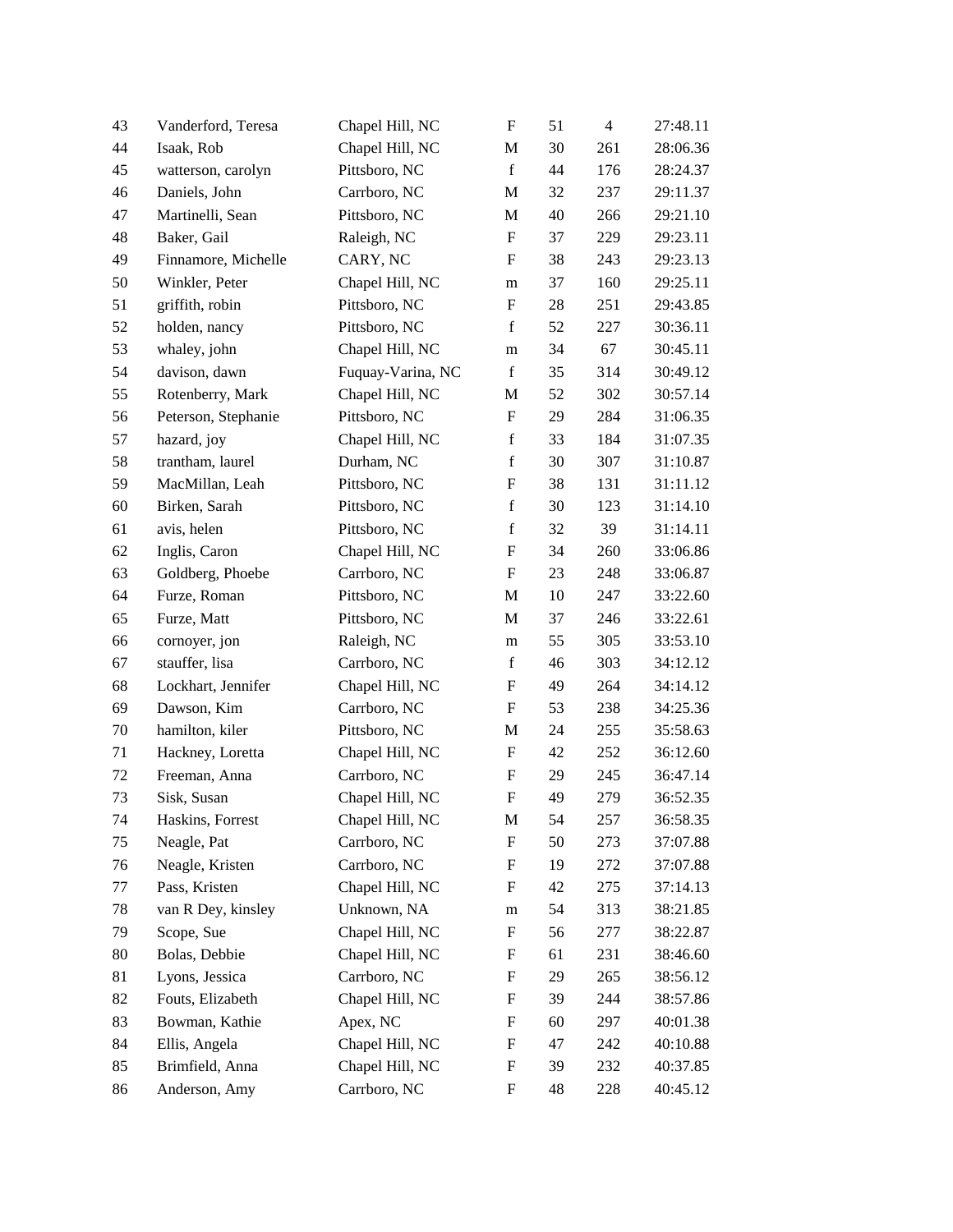| 43 | Vanderford, Teresa | Chapel Hill, NC | F | 51 | 4 | 27:48.11 |
|---|---|---|---|---|---|---|
| 44 | Isaak, Rob | Chapel Hill, NC | M | 30 | 261 | 28:06.36 |
| 45 | watterson, carolyn | Pittsboro, NC | f | 44 | 176 | 28:24.37 |
| 46 | Daniels, John | Carrboro, NC | M | 32 | 237 | 29:11.37 |
| 47 | Martinelli, Sean | Pittsboro, NC | M | 40 | 266 | 29:21.10 |
| 48 | Baker, Gail | Raleigh, NC | F | 37 | 229 | 29:23.11 |
| 49 | Finnamore, Michelle | CARY, NC | F | 38 | 243 | 29:23.13 |
| 50 | Winkler, Peter | Chapel Hill, NC | m | 37 | 160 | 29:25.11 |
| 51 | griffith, robin | Pittsboro, NC | F | 28 | 251 | 29:43.85 |
| 52 | holden, nancy | Pittsboro, NC | f | 52 | 227 | 30:36.11 |
| 53 | whaley, john | Chapel Hill, NC | m | 34 | 67 | 30:45.11 |
| 54 | davison, dawn | Fuquay-Varina, NC | f | 35 | 314 | 30:49.12 |
| 55 | Rotenberry, Mark | Chapel Hill, NC | M | 52 | 302 | 30:57.14 |
| 56 | Peterson, Stephanie | Pittsboro, NC | F | 29 | 284 | 31:06.35 |
| 57 | hazard, joy | Chapel Hill, NC | f | 33 | 184 | 31:07.35 |
| 58 | trantham, laurel | Durham, NC | f | 30 | 307 | 31:10.87 |
| 59 | MacMillan, Leah | Pittsboro, NC | F | 38 | 131 | 31:11.12 |
| 60 | Birken, Sarah | Pittsboro, NC | f | 30 | 123 | 31:14.10 |
| 61 | avis, helen | Pittsboro, NC | f | 32 | 39 | 31:14.11 |
| 62 | Inglis, Caron | Chapel Hill, NC | F | 34 | 260 | 33:06.86 |
| 63 | Goldberg, Phoebe | Carrboro, NC | F | 23 | 248 | 33:06.87 |
| 64 | Furze, Roman | Pittsboro, NC | M | 10 | 247 | 33:22.60 |
| 65 | Furze, Matt | Pittsboro, NC | M | 37 | 246 | 33:22.61 |
| 66 | cornoyer, jon | Raleigh, NC | m | 55 | 305 | 33:53.10 |
| 67 | stauffer, lisa | Carrboro, NC | f | 46 | 303 | 34:12.12 |
| 68 | Lockhart, Jennifer | Chapel Hill, NC | F | 49 | 264 | 34:14.12 |
| 69 | Dawson, Kim | Carrboro, NC | F | 53 | 238 | 34:25.36 |
| 70 | hamilton, kiler | Pittsboro, NC | M | 24 | 255 | 35:58.63 |
| 71 | Hackney, Loretta | Chapel Hill, NC | F | 42 | 252 | 36:12.60 |
| 72 | Freeman, Anna | Carrboro, NC | F | 29 | 245 | 36:47.14 |
| 73 | Sisk, Susan | Chapel Hill, NC | F | 49 | 279 | 36:52.35 |
| 74 | Haskins, Forrest | Chapel Hill, NC | M | 54 | 257 | 36:58.35 |
| 75 | Neagle, Pat | Carrboro, NC | F | 50 | 273 | 37:07.88 |
| 76 | Neagle, Kristen | Carrboro, NC | F | 19 | 272 | 37:07.88 |
| 77 | Pass, Kristen | Chapel Hill, NC | F | 42 | 275 | 37:14.13 |
| 78 | van R Dey, kinsley | Unknown, NA | m | 54 | 313 | 38:21.85 |
| 79 | Scope, Sue | Chapel Hill, NC | F | 56 | 277 | 38:22.87 |
| 80 | Bolas, Debbie | Chapel Hill, NC | F | 61 | 231 | 38:46.60 |
| 81 | Lyons, Jessica | Carrboro, NC | F | 29 | 265 | 38:56.12 |
| 82 | Fouts, Elizabeth | Chapel Hill, NC | F | 39 | 244 | 38:57.86 |
| 83 | Bowman, Kathie | Apex, NC | F | 60 | 297 | 40:01.38 |
| 84 | Ellis, Angela | Chapel Hill, NC | F | 47 | 242 | 40:10.88 |
| 85 | Brimfield, Anna | Chapel Hill, NC | F | 39 | 232 | 40:37.85 |
| 86 | Anderson, Amy | Carrboro, NC | F | 48 | 228 | 40:45.12 |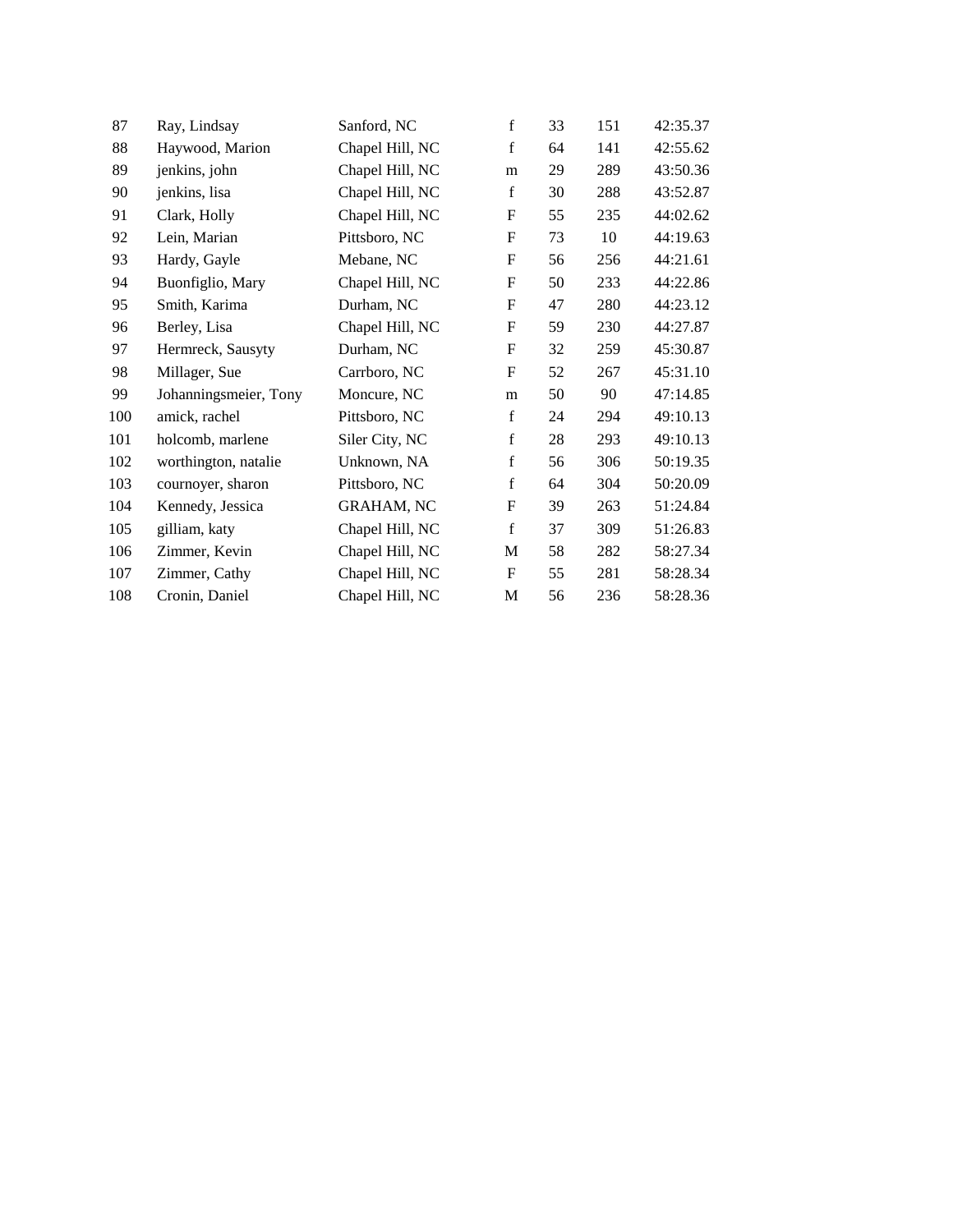| | | | | | | |
|---|---|---|---|---|---|---|
| 87 | Ray, Lindsay | Sanford, NC | f | 33 | 151 | 42:35.37 |
| 88 | Haywood, Marion | Chapel Hill, NC | f | 64 | 141 | 42:55.62 |
| 89 | jenkins, john | Chapel Hill, NC | m | 29 | 289 | 43:50.36 |
| 90 | jenkins, lisa | Chapel Hill, NC | f | 30 | 288 | 43:52.87 |
| 91 | Clark, Holly | Chapel Hill, NC | F | 55 | 235 | 44:02.62 |
| 92 | Lein, Marian | Pittsboro, NC | F | 73 | 10 | 44:19.63 |
| 93 | Hardy, Gayle | Mebane, NC | F | 56 | 256 | 44:21.61 |
| 94 | Buonfiglio, Mary | Chapel Hill, NC | F | 50 | 233 | 44:22.86 |
| 95 | Smith, Karima | Durham, NC | F | 47 | 280 | 44:23.12 |
| 96 | Berley, Lisa | Chapel Hill, NC | F | 59 | 230 | 44:27.87 |
| 97 | Hermreck, Sausyty | Durham, NC | F | 32 | 259 | 45:30.87 |
| 98 | Millager, Sue | Carrboro, NC | F | 52 | 267 | 45:31.10 |
| 99 | Johanningsmeier, Tony | Moncure, NC | m | 50 | 90 | 47:14.85 |
| 100 | amick, rachel | Pittsboro, NC | f | 24 | 294 | 49:10.13 |
| 101 | holcomb, marlene | Siler City, NC | f | 28 | 293 | 49:10.13 |
| 102 | worthington, natalie | Unknown, NA | f | 56 | 306 | 50:19.35 |
| 103 | cournoyer, sharon | Pittsboro, NC | f | 64 | 304 | 50:20.09 |
| 104 | Kennedy, Jessica | GRAHAM, NC | F | 39 | 263 | 51:24.84 |
| 105 | gilliam, katy | Chapel Hill, NC | f | 37 | 309 | 51:26.83 |
| 106 | Zimmer, Kevin | Chapel Hill, NC | M | 58 | 282 | 58:27.34 |
| 107 | Zimmer, Cathy | Chapel Hill, NC | F | 55 | 281 | 58:28.34 |
| 108 | Cronin, Daniel | Chapel Hill, NC | M | 56 | 236 | 58:28.36 |